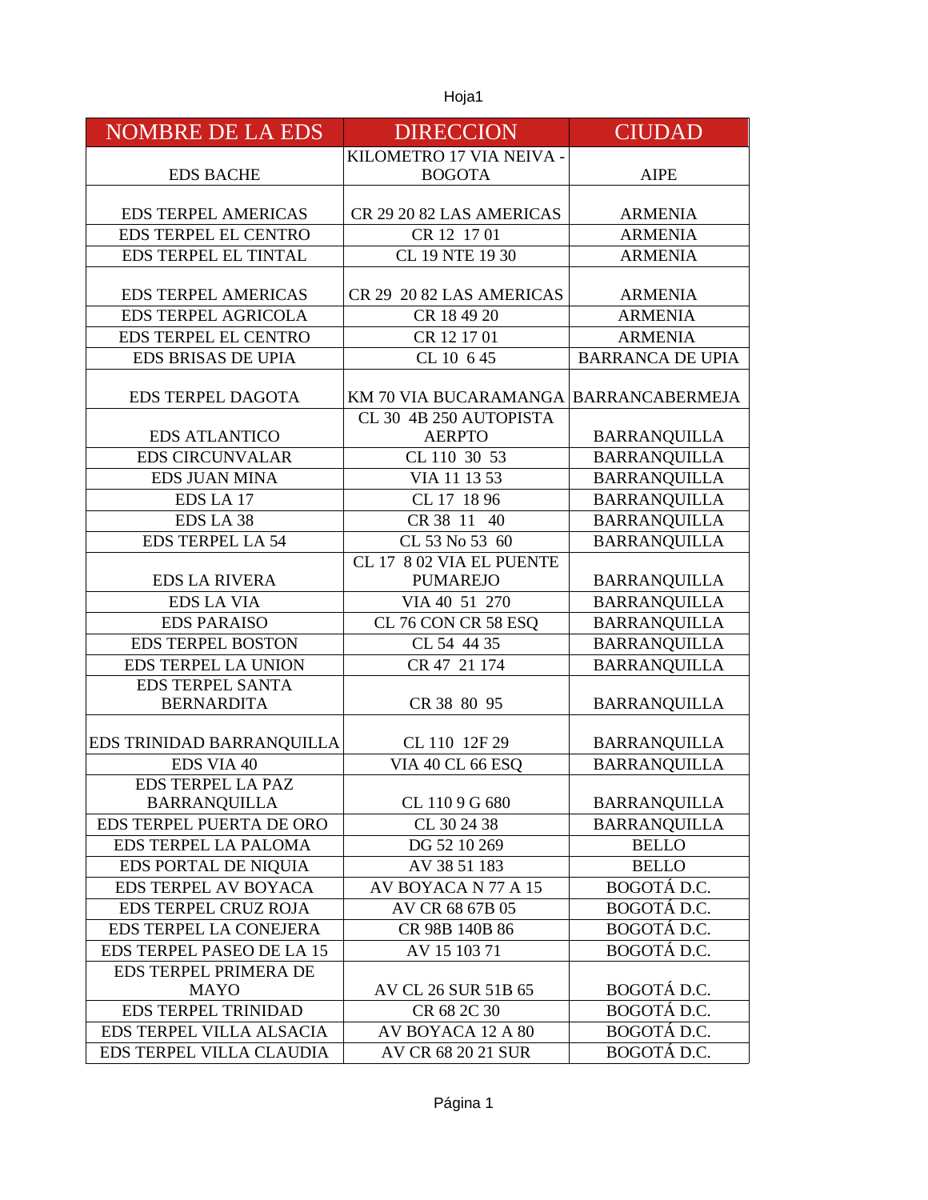| NOMBRE DE LA EDS | DIRECCION | CIUDAD |
|---|---|---|
| EDS BACHE | KILOMETRO 17 VIA NEIVA - BOGOTA | AIPE |
| EDS TERPEL AMERICAS | CR 29 20 82 LAS AMERICAS | ARMENIA |
| EDS TERPEL EL CENTRO | CR 12 17 01 | ARMENIA |
| EDS TERPEL EL TINTAL | CL 19 NTE 19 30 | ARMENIA |
| EDS TERPEL AMERICAS | CR 29 20 82 LAS AMERICAS | ARMENIA |
| EDS TERPEL AGRICOLA | CR 18 49 20 | ARMENIA |
| EDS TERPEL EL CENTRO | CR 12 17 01 | ARMENIA |
| EDS BRISAS DE UPIA | CL 10 6 45 | BARRANCA DE UPIA |
| EDS TERPEL DAGOTA | KM 70 VIA BUCARAMANGA | BARRANCABERMEJA |
| EDS ATLANTICO | CL 30 4B 250 AUTOPISTA AERPTO | BARRANQUILLA |
| EDS CIRCUNVALAR | CL 110 30 53 | BARRANQUILLA |
| EDS JUAN MINA | VIA 11 13 53 | BARRANQUILLA |
| EDS LA 17 | CL 17 18 96 | BARRANQUILLA |
| EDS LA 38 | CR 38 11 40 | BARRANQUILLA |
| EDS TERPEL LA 54 | CL 53 No 53 60 | BARRANQUILLA |
| EDS LA RIVERA | CL 17 8 02 VIA EL PUENTE PUMAREJO | BARRANQUILLA |
| EDS LA VIA | VIA 40 51 270 | BARRANQUILLA |
| EDS PARAISO | CL 76 CON CR 58 ESQ | BARRANQUILLA |
| EDS TERPEL BOSTON | CL 54 44 35 | BARRANQUILLA |
| EDS TERPEL LA UNION | CR 47 21 174 | BARRANQUILLA |
| EDS TERPEL SANTA BERNARDITA | CR 38 80 95 | BARRANQUILLA |
| EDS TRINIDAD BARRANQUILLA | CL 110 12F 29 | BARRANQUILLA |
| EDS VIA 40 | VIA 40 CL 66 ESQ | BARRANQUILLA |
| EDS TERPEL LA PAZ BARRANQUILLA | CL 110 9 G 680 | BARRANQUILLA |
| EDS TERPEL PUERTA DE ORO | CL 30 24 38 | BARRANQUILLA |
| EDS TERPEL LA PALOMA | DG 52 10 269 | BELLO |
| EDS PORTAL DE NIQUIA | AV 38 51 183 | BELLO |
| EDS TERPEL AV BOYACA | AV BOYACA N 77 A 15 | BOGOTÁ D.C. |
| EDS TERPEL CRUZ ROJA | AV CR 68 67B 05 | BOGOTÁ D.C. |
| EDS TERPEL LA CONEJERA | CR 98B 140B 86 | BOGOTÁ D.C. |
| EDS TERPEL PASEO DE LA 15 | AV 15 103 71 | BOGOTÁ D.C. |
| EDS TERPEL PRIMERA DE MAYO | AV CL 26 SUR 51B 65 | BOGOTÁ D.C. |
| EDS TERPEL TRINIDAD | CR 68 2C 30 | BOGOTÁ D.C. |
| EDS TERPEL VILLA ALSACIA | AV BOYACA 12 A 80 | BOGOTÁ D.C. |
| EDS TERPEL VILLA CLAUDIA | AV CR 68 20 21 SUR | BOGOTÁ D.C. |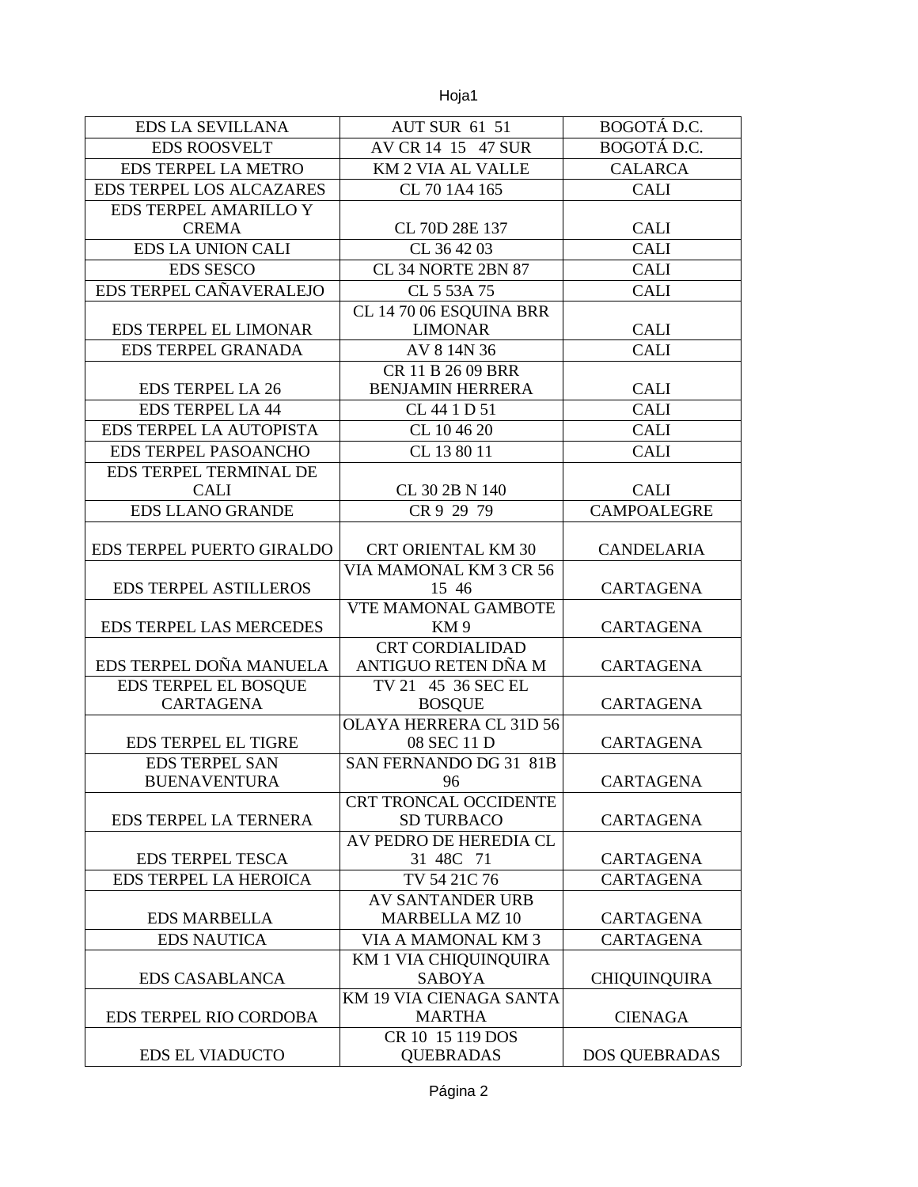| EDS LA SEVILLANA | AUT SUR 61 51 | BOGOTÁ D.C. |
|---|---|---|
| EDS ROOSVELT | AV CR 14 15 47 SUR | BOGOTÁ D.C. |
| EDS TERPEL LA METRO | KM 2 VIA AL VALLE | CALARCA |
| EDS TERPEL LOS ALCAZARES | CL 70 1A4 165 | CALI |
| EDS TERPEL AMARILLO Y CREMA | CL 70D 28E 137 | CALI |
| EDS LA UNION CALI | CL 36 42 03 | CALI |
| EDS SESCO | CL 34 NORTE 2BN 87 | CALI |
| EDS TERPEL CAÑAVERALEJO | CL 5 53A 75 | CALI |
| EDS TERPEL EL LIMONAR | CL 14 70 06 ESQUINA BRR LIMONAR | CALI |
| EDS TERPEL GRANADA | AV 8 14N 36 | CALI |
| EDS TERPEL LA 26 | CR 11 B 26 09 BRR BENJAMIN HERRERA | CALI |
| EDS TERPEL LA 44 | CL 44 1 D 51 | CALI |
| EDS TERPEL LA AUTOPISTA | CL 10 46 20 | CALI |
| EDS TERPEL PASOANCHO | CL 13 80 11 | CALI |
| EDS TERPEL TERMINAL DE CALI | CL 30 2B N 140 | CALI |
| EDS LLANO GRANDE | CR 9 29 79 | CAMPOALEGRE |
| EDS TERPEL PUERTO GIRALDO | CRT ORIENTAL KM 30 | CANDELARIA |
| EDS TERPEL ASTILLEROS | VIA MAMONAL KM 3 CR 56 15 46 | CARTAGENA |
| EDS TERPEL LAS MERCEDES | VTE MAMONAL GAMBOTE KM 9 | CARTAGENA |
| EDS TERPEL DOÑA MANUELA | CRT CORDIALIDAD ANTIGUO RETEN DÑA M | CARTAGENA |
| EDS TERPEL EL BOSQUE CARTAGENA | TV 21 45 36 SEC EL BOSQUE | CARTAGENA |
| EDS TERPEL EL TIGRE | OLAYA HERRERA CL 31D 56 08 SEC 11 D | CARTAGENA |
| EDS TERPEL SAN BUENAVENTURA | SAN FERNANDO DG 31 81B 96 | CARTAGENA |
| EDS TERPEL LA TERNERA | CRT TRONCAL OCCIDENTE SD TURBACO | CARTAGENA |
| EDS TERPEL TESCA | AV PEDRO DE HEREDIA CL 31 48C 71 | CARTAGENA |
| EDS TERPEL LA HEROICA | TV 54 21C 76 | CARTAGENA |
| EDS MARBELLA | AV SANTANDER URB MARBELLA MZ 10 | CARTAGENA |
| EDS NAUTICA | VIA A MAMONAL KM 3 | CARTAGENA |
| EDS CASABLANCA | KM 1 VIA CHIQUINQUIRA SABOYA | CHIQUINQUIRA |
| EDS TERPEL RIO CORDOBA | KM 19 VIA CIENAGA SANTA MARTHA | CIENAGA |
| EDS EL VIADUCTO | CR 10 15 119 DOS QUEBRADAS | DOS QUEBRADAS |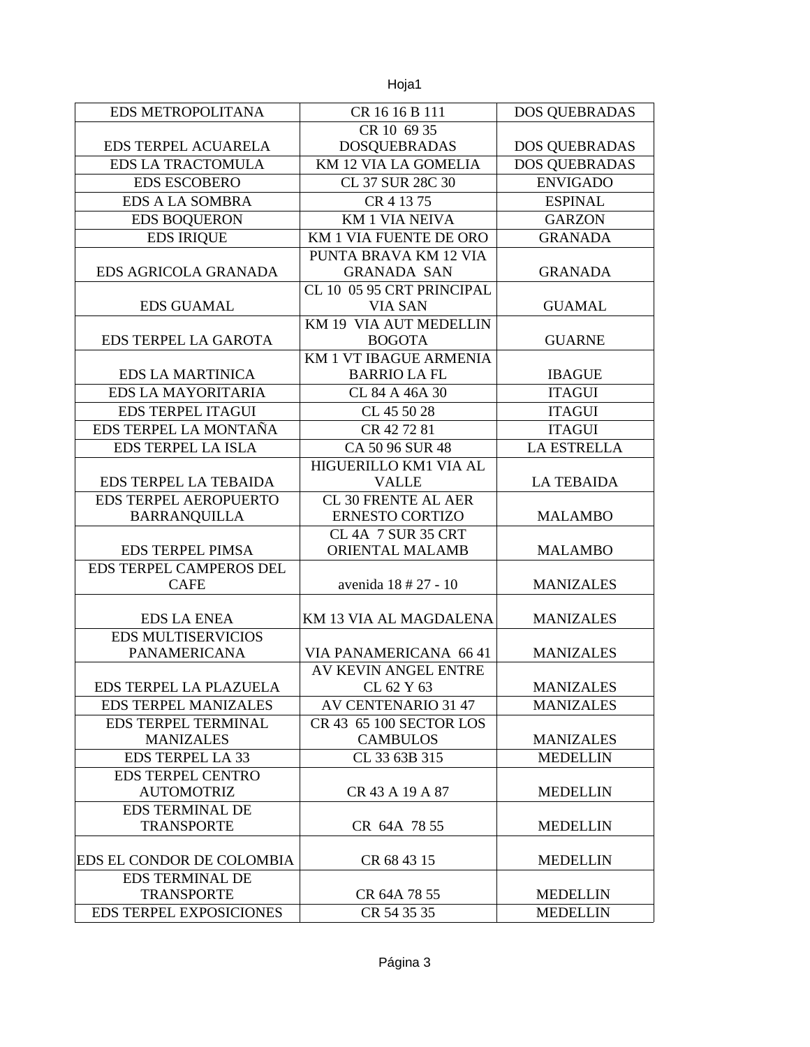| EDS METROPOLITANA | CR 16 16 B 111 | DOS QUEBRADAS |
|---|---|---|
| EDS TERPEL ACUARELA | CR 10 69 35 DOSQUEBRADAS | DOS QUEBRADAS |
| EDS LA TRACTOMULA | KM 12 VIA LA GOMELIA | DOS QUEBRADAS |
| EDS ESCOBERO | CL 37 SUR 28C 30 | ENVIGADO |
| EDS A LA SOMBRA | CR 4 13 75 | ESPINAL |
| EDS BOQUERON | KM 1 VIA NEIVA | GARZON |
| EDS IRIQUE | KM 1 VIA FUENTE DE ORO | GRANADA |
| EDS AGRICOLA GRANADA | PUNTA BRAVA KM 12 VIA GRANADA SAN | GRANADA |
| EDS GUAMAL | CL 10 05 95 CRT PRINCIPAL VIA SAN | GUAMAL |
| EDS TERPEL LA GAROTA | KM 19 VIA AUT MEDELLIN BOGOTA | GUARNE |
| EDS LA MARTINICA | KM 1 VT IBAGUE ARMENIA BARRIO LA FL | IBAGUE |
| EDS LA MAYORITARIA | CL 84 A 46A 30 | ITAGUI |
| EDS TERPEL ITAGUI | CL 45 50 28 | ITAGUI |
| EDS TERPEL LA MONTAÑA | CR 42 72 81 | ITAGUI |
| EDS TERPEL LA ISLA | CA 50 96 SUR 48 | LA ESTRELLA |
| EDS TERPEL LA TEBAIDA | HIGUERILLO KM1 VIA AL VALLE | LA TEBAIDA |
| EDS TERPEL AEROPUERTO BARRANQUILLA | CL 30 FRENTE AL AER ERNESTO CORTIZO | MALAMBO |
| EDS TERPEL PIMSA | CL 4A 7 SUR 35 CRT ORIENTAL MALAMB | MALAMBO |
| EDS TERPEL CAMPEROS DEL CAFE | avenida 18 # 27 - 10 | MANIZALES |
| EDS LA ENEA | KM 13 VIA AL MAGDALENA | MANIZALES |
| EDS MULTISERVICIOS PANAMERICANA | VIA PANAMERICANA 66 41 | MANIZALES |
| EDS TERPEL LA PLAZUELA | AV KEVIN ANGEL ENTRE CL 62 Y 63 | MANIZALES |
| EDS TERPEL MANIZALES | AV CENTENARIO 31 47 | MANIZALES |
| EDS TERPEL TERMINAL MANIZALES | CR 43 65 100 SECTOR LOS CAMBULOS | MANIZALES |
| EDS TERPEL LA 33 | CL 33 63B 315 | MEDELLIN |
| EDS TERPEL CENTRO AUTOMOTRIZ | CR 43 A 19 A 87 | MEDELLIN |
| EDS TERMINAL DE TRANSPORTE | CR 64A 78 55 | MEDELLIN |
| EDS EL CONDOR DE COLOMBIA | CR 68 43 15 | MEDELLIN |
| EDS TERMINAL DE TRANSPORTE | CR 64A 78 55 | MEDELLIN |
| EDS TERPEL EXPOSICIONES | CR 54 35 35 | MEDELLIN |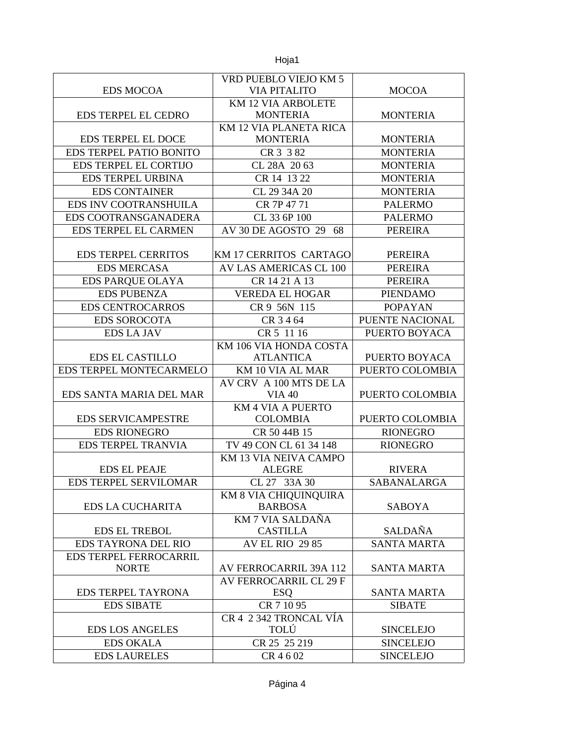| EDS MOCOA | VRD PUEBLO VIEJO KM 5 VIA PITALITO | MOCOA |
|---|---|---|
| EDS TERPEL EL CEDRO | KM 12 VIA ARBOLETE MONTERIA | MONTERIA |
| EDS TERPEL EL DOCE | KM 12 VIA PLANETA RICA MONTERIA | MONTERIA |
| EDS TERPEL PATIO BONITO | CR 3 3 82 | MONTERIA |
| EDS TERPEL EL CORTIJO | CL 28A 20 63 | MONTERIA |
| EDS TERPEL URBINA | CR 14 13 22 | MONTERIA |
| EDS CONTAINER | CL 29 34A 20 | MONTERIA |
| EDS INV COOTRANSHUILA | CR 7P 47 71 | PALERMO |
| EDS COOTRANSGANADERA | CL 33 6P 100 | PALERMO |
| EDS TERPEL EL CARMEN | AV 30 DE AGOSTO 29 68 | PEREIRA |
| EDS TERPEL CERRITOS | KM 17 CERRITOS CARTAGO | PEREIRA |
| EDS MERCASA | AV LAS AMERICAS CL 100 | PEREIRA |
| EDS PARQUE OLAYA | CR 14 21 A 13 | PEREIRA |
| EDS PUBENZA | VEREDA EL HOGAR | PIENDAMO |
| EDS CENTROCARROS | CR 9 56N 115 | POPAYAN |
| EDS SOROCOTA | CR 3 4 64 | PUENTE NACIONAL |
| EDS LA JAV | CR 5 11 16 | PUERTO BOYACA |
| EDS EL CASTILLO | KM 106 VIA HONDA COSTA ATLANTICA | PUERTO BOYACA |
| EDS TERPEL MONTECARMELO | KM 10 VIA AL MAR | PUERTO COLOMBIA |
| EDS SANTA MARIA DEL MAR | AV CRV A 100 MTS DE LA VIA 40 | PUERTO COLOMBIA |
| EDS SERVICAMPESTRE | KM 4 VIA A PUERTO COLOMBIA | PUERTO COLOMBIA |
| EDS RIONEGRO | CR 50 44B 15 | RIONEGRO |
| EDS TERPEL TRANVIA | TV 49 CON CL 61 34 148 | RIONEGRO |
| EDS EL PEAJE | KM 13 VIA NEIVA CAMPO ALEGRE | RIVERA |
| EDS TERPEL SERVILOMAR | CL 27 33A 30 | SABANALARGA |
| EDS LA CUCHARITA | KM 8 VIA CHIQUINQUIRA BARBOSA | SABOYA |
| EDS EL TREBOL | KM 7 VIA SALDAÑA CASTILLA | SALDAÑA |
| EDS TAYRONA DEL RIO | AV EL RIO 29 85 | SANTA MARTA |
| EDS TERPEL FERROCARRIL NORTE | AV FERROCARRIL 39A 112 | SANTA MARTA |
| EDS TERPEL TAYRONA | AV FERROCARRIL CL 29 F ESQ | SANTA MARTA |
| EDS SIBATE | CR 7 10 95 | SIBATE |
| EDS LOS ANGELES | CR 4 2 342 TRONCAL VÍA TOLÚ | SINCELEJO |
| EDS OKALA | CR 25 25 219 | SINCELEJO |
| EDS LAURELES | CR 4 6 02 | SINCELEJO |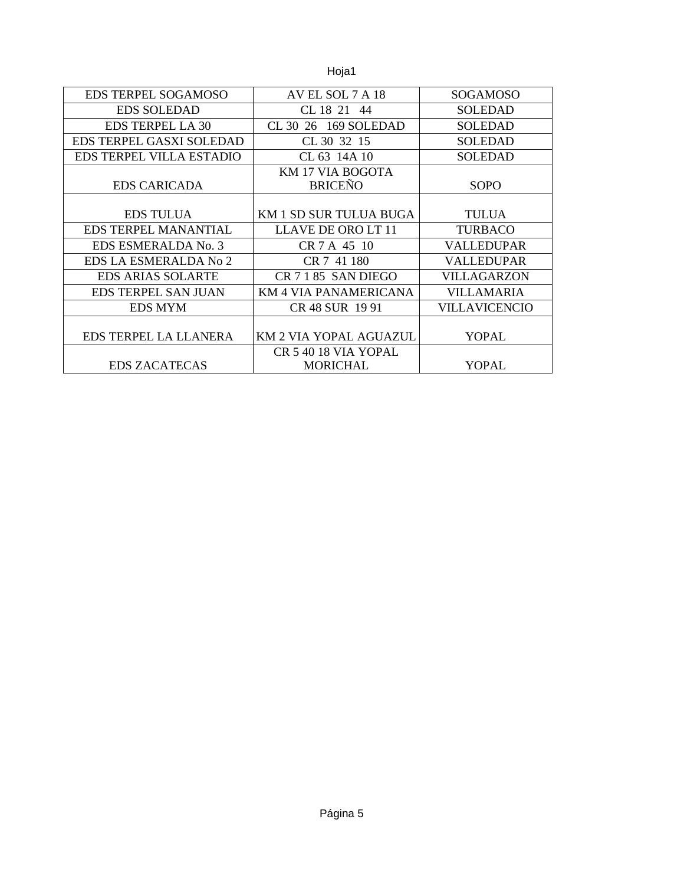| | | |
|---|---|---|
| EDS TERPEL SOGAMOSO | AV EL SOL 7 A 18 | SOGAMOSO |
| EDS SOLEDAD | CL 18 21 44 | SOLEDAD |
| EDS TERPEL LA 30 | CL 30 26 169 SOLEDAD | SOLEDAD |
| EDS TERPEL GASXI SOLEDAD | CL 30 32 15 | SOLEDAD |
| EDS TERPEL VILLA ESTADIO | CL 63 14A 10 | SOLEDAD |
| EDS CARICADA | KM 17 VIA BOGOTA BRICEÑO | SOPO |
| EDS TULUA | KM 1 SD SUR TULUA BUGA | TULUA |
| EDS TERPEL MANANTIAL | LLAVE DE ORO LT 11 | TURBACO |
| EDS ESMERALDA No. 3 | CR 7 A 45 10 | VALLEDUPAR |
| EDS LA ESMERALDA No 2 | CR 7 41 180 | VALLEDUPAR |
| EDS ARIAS SOLARTE | CR 7 1 85 SAN DIEGO | VILLAGARZON |
| EDS TERPEL SAN JUAN | KM 4 VIA PANAMERICANA | VILLAMARIA |
| EDS MYM | CR 48 SUR 19 91 | VILLAVICENCIO |
| EDS TERPEL LA LLANERA | KM 2 VIA YOPAL AGUAZUL | YOPAL |
| EDS ZACATECAS | CR 5 40 18 VIA YOPAL MORICHAL | YOPAL |